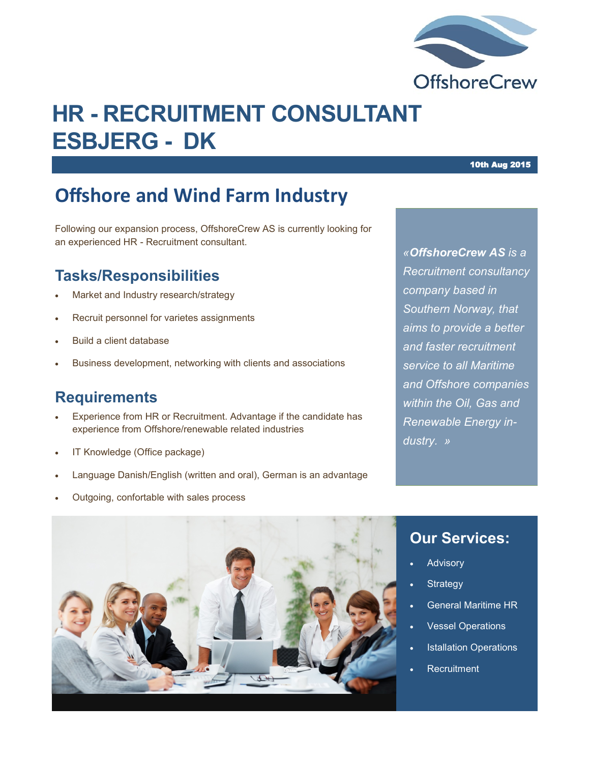OffshoreCrew

# HR - RECRUITMENT CONSULTANT ESBJERG - DK

**10th Aug 2015**

## Offshore and Wind Farm Industry

Following our expansion process, OffshoreCrew AS is currently looking for an experienced HR - Recruitment consultant.

### Tasks/Responsibilities

- Market and Industry research/strategy
- Recruit personnel for varietes assignments
- Build a client database
- Business development, networking with clients and associations

### Requirements

- Experience from HR or Recruitment. Advantage if the candidate has experience from Offshore/renewable related industries
- IT Knowledge (Office package)
- Language Danish/English (written and oral), German is an advantage
- Outgoing, confortable with sales process

*«**OffshoreCrew AS** is a Recruitment consultancy company based in Southern Norway, that aims to provide a better and faster recruitment service to all Maritime and Offshore companies within the Oil, Gas and Renewable Energy industry. »*

### Our Services:

- Advisory
- Strategy
- General Maritime HR
- Vessel Operations
- Istallation Operations
- Recruitment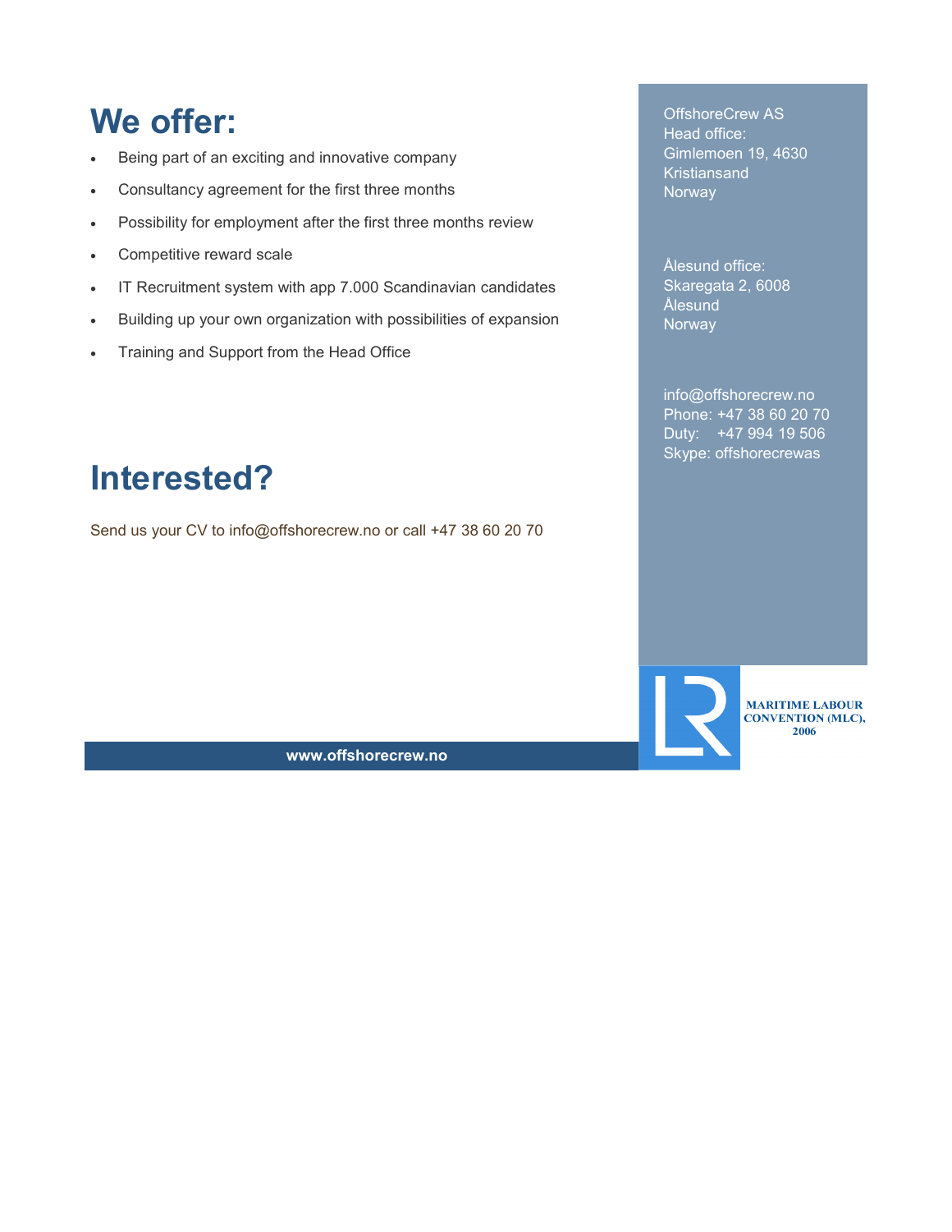# We offer:

- Being part of an exciting and innovative company
- Consultancy agreement for the first three months
- Possibility for employment after the first three months review
- Competitive reward scale
- IT Recruitment system with app 7.000 Scandinavian candidates
- Building up your own organization with possibilities of expansion
- Training and Support from the Head Office

# Interested?

Send us your CV to info@offshorecrew.no or call +47 38 60 20 70

OffshoreCrew AS
Head office:
Gimlemoen 19, 4630
Kristiansand
Norway

Ålesund office:
Skaregata 2, 6008
Ålesund
Norway

info@offshorecrew.no
Phone: +47 38 60 20 70
Duty: +47 994 19 506
Skype: offshorecrewas

MARITIME LABOUR CONVENTION (MLC), 2006

**www.offshorecrew.no**